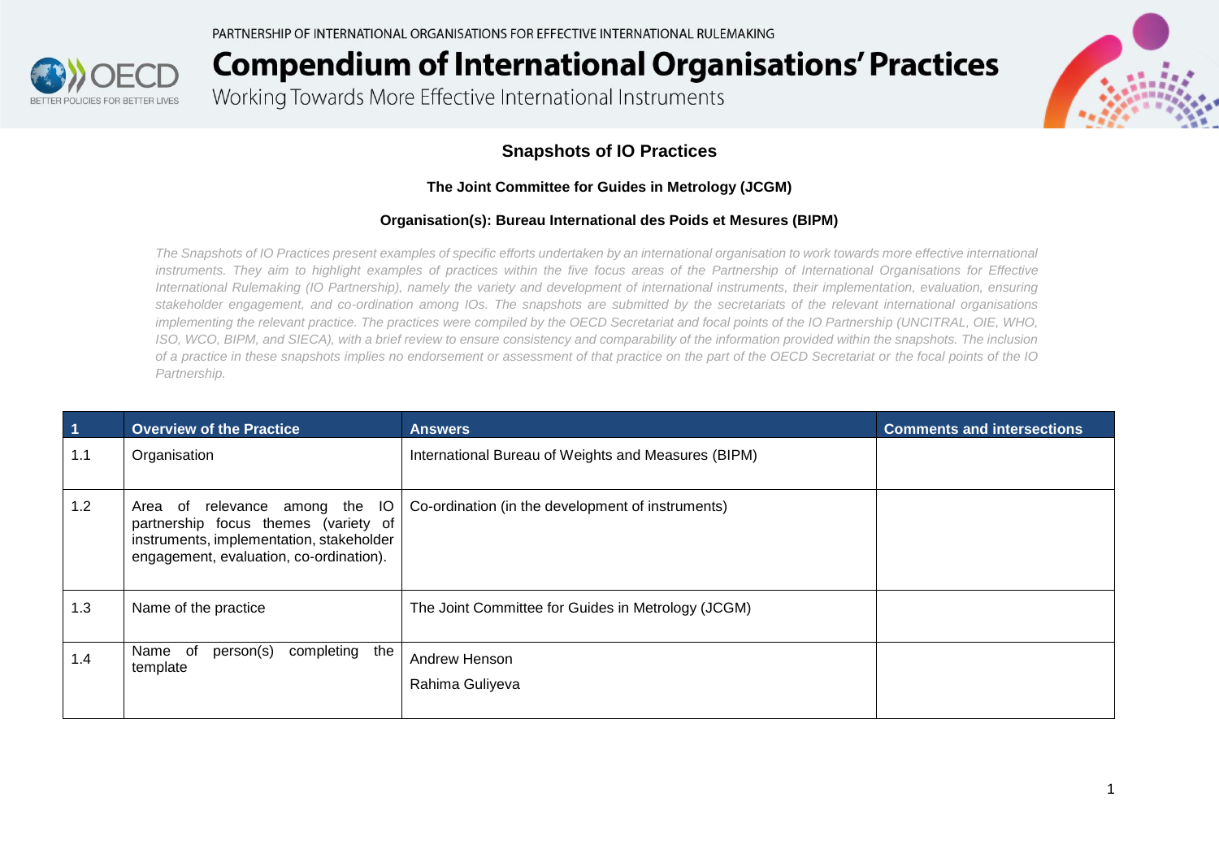PARTNERSHIP OF INTERNATIONAL ORGANISATIONS FOR EFFECTIVE INTERNATIONAL RULEMAKING

# Compendium of International Organisations' Practices

Working Towards More Effective International Instruments

## Snapshots of IO Practices

### The Joint Committee for Guides in Metrology (JCGM)

**Organisation(s): Bureau International des Poids et Mesures (BIPM)**

*The Snapshots of IO Practices present examples of specific efforts undertaken by an international organisation to work towards more effective international instruments. They aim to highlight examples of practices within the five focus areas of the Partnership of International Organisations for Effective International Rulemaking (IO Partnership), namely the variety and development of international instruments, their implementation, evaluation, ensuring stakeholder engagement, and co-ordination among IOs. The snapshots are submitted by the secretariats of the relevant international organisations implementing the relevant practice. The practices were compiled by the OECD Secretariat and focal points of the IO Partnership (UNCITRAL, OIE, WHO, ISO, WCO, BIPM, and SIECA), with a brief review to ensure consistency and comparability of the information provided within the snapshots. The inclusion of a practice in these snapshots implies no endorsement or assessment of that practice on the part of the OECD Secretariat or the focal points of the IO Partnership.*

| 1 | Overview of the Practice | Answers | Comments and intersections |
|---|---|---|---|
| 1.1 | Organisation | International Bureau of Weights and Measures (BIPM) | |
| 1.2 | Area of relevance among the IO partnership focus themes (variety of instruments, implementation, stakeholder engagement, evaluation, co-ordination). | Co-ordination (in the development of instruments) | |
| 1.3 | Name of the practice | The Joint Committee for Guides in Metrology (JCGM) | |
| 1.4 | Name of person(s) completing the template | Andrew Henson<br>Rahima Guliyeva | |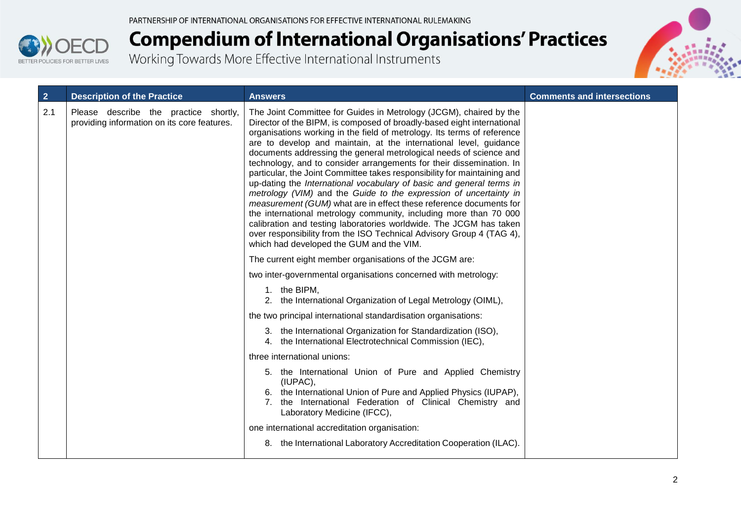| 2 | Description of the Practice | Answers | Comments and intersections |
|---|---|---|---|
| 2.1 | Please describe the practice shortly, providing information on its core features. | The Joint Committee for Guides in Metrology (JCGM), chaired by the Director of the BIPM, is composed of broadly-based eight international organisations working in the field of metrology. Its terms of reference are to develop and maintain, at the international level, guidance documents addressing the general metrological needs of science and technology, and to consider arrangements for their dissemination. In particular, the Joint Committee takes responsibility for maintaining and up-dating the *International vocabulary of basic and general terms in metrology (VIM)* and the *Guide to the expression of uncertainty in measurement (GUM)* what are in effect these reference documents for the international metrology community, including more than 70 000 calibration and testing laboratories worldwide. The JCGM has taken over responsibility from the ISO Technical Advisory Group 4 (TAG 4), which had developed the GUM and the VIM.<br><br>The current eight member organisations of the JCGM are:<br><br>two inter-governmental organisations concerned with metrology:<br>1. the BIPM,<br>2. the International Organization of Legal Metrology (OIML),<br><br>the two principal international standardisation organisations:<br>3. the International Organization for Standardization (ISO),<br>4. the International Electrotechnical Commission (IEC),<br><br>three international unions:<br>5. the International Union of Pure and Applied Chemistry (IUPAC),<br>6. the International Union of Pure and Applied Physics (IUPAP),<br>7. the International Federation of Clinical Chemistry and Laboratory Medicine (IFCC),<br><br>one international accreditation organisation:<br>8. the International Laboratory Accreditation Cooperation (ILAC). | |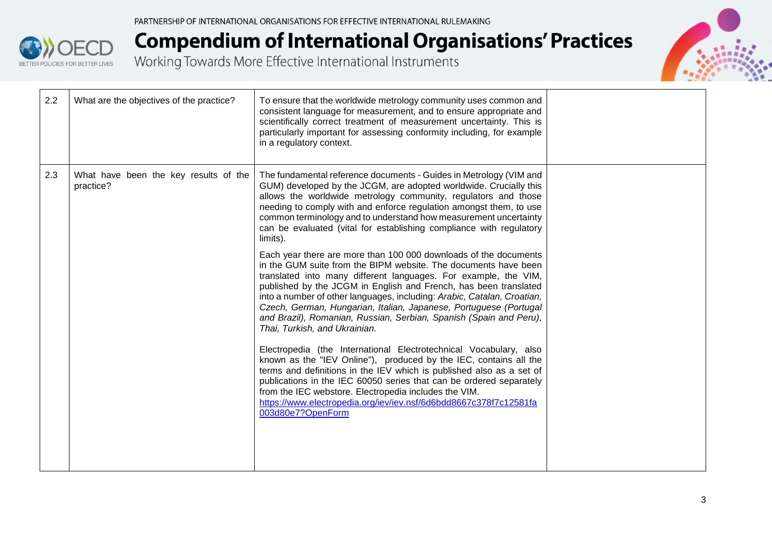| | | | |
|---|---|---|---|
| 2.2 | What are the objectives of the practice? | To ensure that the worldwide metrology community uses common and consistent language for measurement, and to ensure appropriate and scientifically correct treatment of measurement uncertainty. This is particularly important for assessing conformity including, for example in a regulatory context. | |
| 2.3 | What have been the key results of the practice? | The fundamental reference documents - Guides in Metrology (VIM and GUM) developed by the JCGM, are adopted worldwide. Crucially this allows the worldwide metrology community, regulators and those needing to comply with and enforce regulation amongst them, to use common terminology and to understand how measurement uncertainty can be evaluated (vital for establishing compliance with regulatory limits).<br><br>Each year there are more than 100 000 downloads of the documents in the GUM suite from the BIPM website. The documents have been translated into many different languages. For example, the VIM, published by the JCGM in English and French, has been translated into a number of other languages, including: *Arabic, Catalan, Croatian, Czech, German, Hungarian, Italian, Japanese, Portuguese (Portugal and Brazil), Romanian, Russian, Serbian, Spanish (Spain and Peru), Thai, Turkish, and Ukrainian.*<br><br>Electropedia (the International Electrotechnical Vocabulary, also known as the "IEV Online"), produced by the IEC, contains all the terms and definitions in the IEV which is published also as a set of publications in the IEC 60050 series that can be ordered separately from the IEC webstore. Electropedia includes the VIM. https://www.electropedia.org/iev/iev.nsf/6d6bdd8667c378f7c12581fa003d80e7?OpenForm | |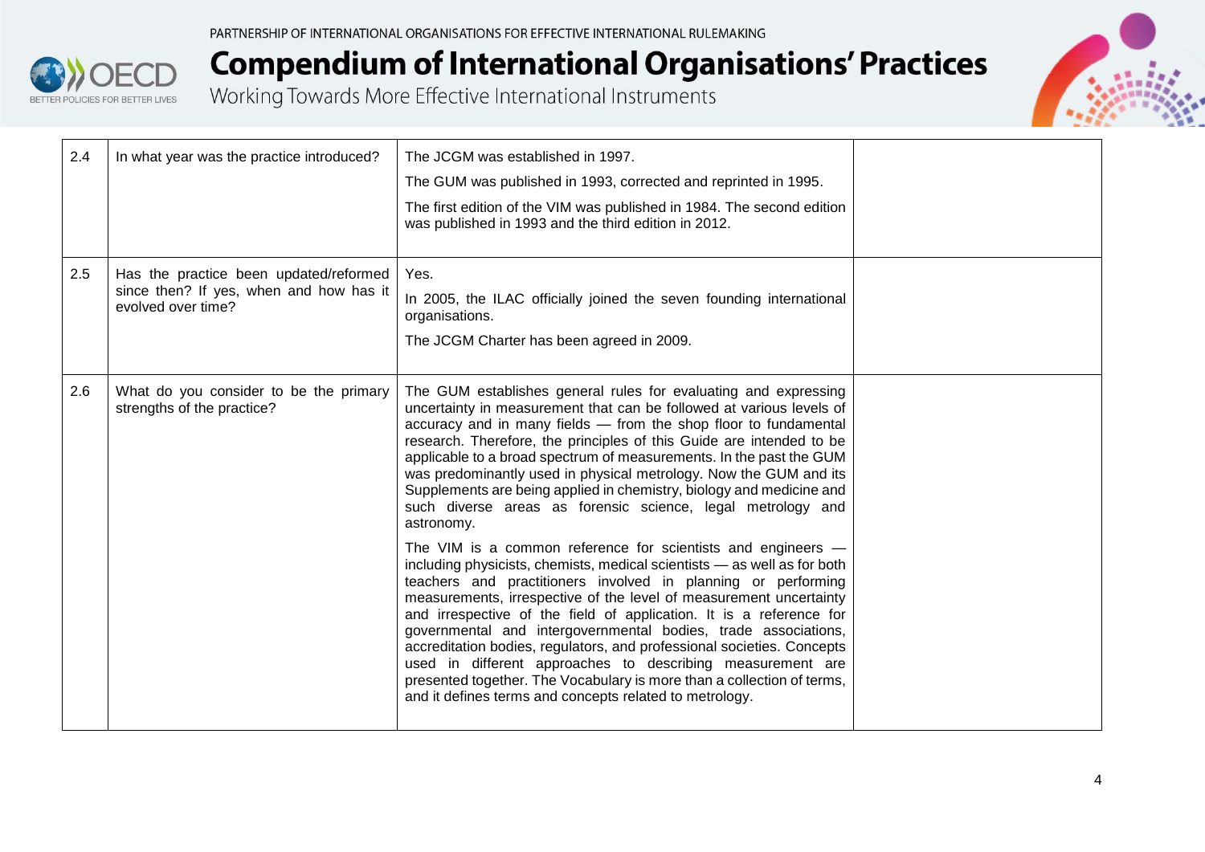| | | | |
|---|---|---|---|
| 2.4 | In what year was the practice introduced? | The JCGM was established in 1997.<br><br>The GUM was published in 1993, corrected and reprinted in 1995.<br><br>The first edition of the VIM was published in 1984. The second edition was published in 1993 and the third edition in 2012. | |
| 2.5 | Has the practice been updated/reformed since then? If yes, when and how has it evolved over time? | Yes.<br><br>In 2005, the ILAC officially joined the seven founding international organisations.<br><br>The JCGM Charter has been agreed in 2009. | |
| 2.6 | What do you consider to be the primary strengths of the practice? | The GUM establishes general rules for evaluating and expressing uncertainty in measurement that can be followed at various levels of accuracy and in many fields — from the shop floor to fundamental research. Therefore, the principles of this Guide are intended to be applicable to a broad spectrum of measurements. In the past the GUM was predominantly used in physical metrology. Now the GUM and its Supplements are being applied in chemistry, biology and medicine and such diverse areas as forensic science, legal metrology and astronomy.<br><br>The VIM is a common reference for scientists and engineers — including physicists, chemists, medical scientists — as well as for both teachers and practitioners involved in planning or performing measurements, irrespective of the level of measurement uncertainty and irrespective of the field of application. It is a reference for governmental and intergovernmental bodies, trade associations, accreditation bodies, regulators, and professional societies. Concepts used in different approaches to describing measurement are presented together. The Vocabulary is more than a collection of terms, and it defines terms and concepts related to metrology. | |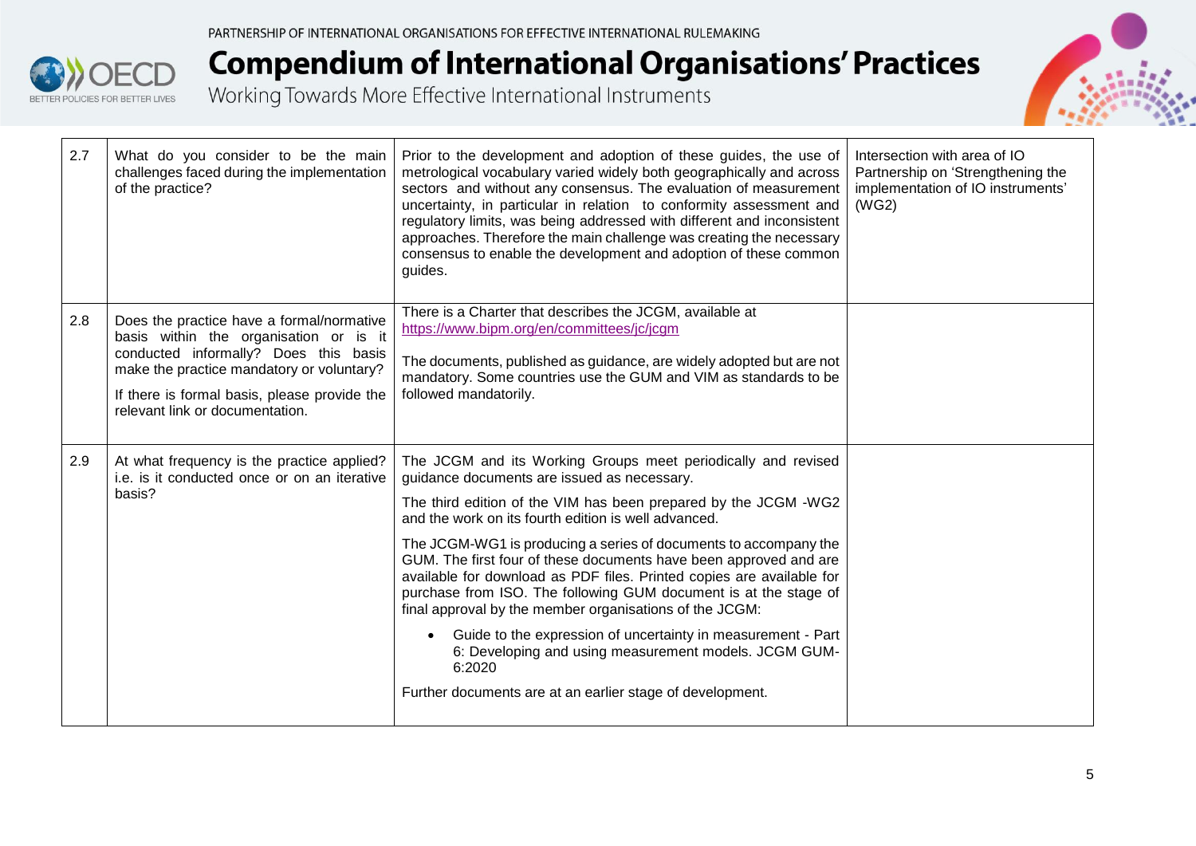| | | | |
|---|---|---|---|
| 2.7 | What do you consider to be the main challenges faced during the implementation of the practice? | Prior to the development and adoption of these guides, the use of metrological vocabulary varied widely both geographically and across sectors and without any consensus. The evaluation of measurement uncertainty, in particular in relation to conformity assessment and regulatory limits, was being addressed with different and inconsistent approaches. Therefore the main challenge was creating the necessary consensus to enable the development and adoption of these common guides. | Intersection with area of IO Partnership on 'Strengthening the implementation of IO instruments' (WG2) |
| 2.8 | Does the practice have a formal/normative basis within the organisation or is it conducted informally? Does this basis make the practice mandatory or voluntary?<br><br>If there is formal basis, please provide the relevant link or documentation. | There is a Charter that describes the JCGM, available at [https://www.bipm.org/en/committees/jc/jcgm](https://www.bipm.org/en/committees/jc/jcgm)<br><br>The documents, published as guidance, are widely adopted but are not mandatory. Some countries use the GUM and VIM as standards to be followed mandatorily. | |
| 2.9 | At what frequency is the practice applied? i.e. is it conducted once or on an iterative basis? | The JCGM and its Working Groups meet periodically and revised guidance documents are issued as necessary.<br><br>The third edition of the VIM has been prepared by the JCGM -WG2 and the work on its fourth edition is well advanced.<br><br>The JCGM-WG1 is producing a series of documents to accompany the GUM. The first four of these documents have been approved and are available for download as PDF files. Printed copies are available for purchase from ISO. The following GUM document is at the stage of final approval by the member organisations of the JCGM:<br><br>• Guide to the expression of uncertainty in measurement - Part 6: Developing and using measurement models. JCGM GUM-6:2020<br><br>Further documents are at an earlier stage of development. | |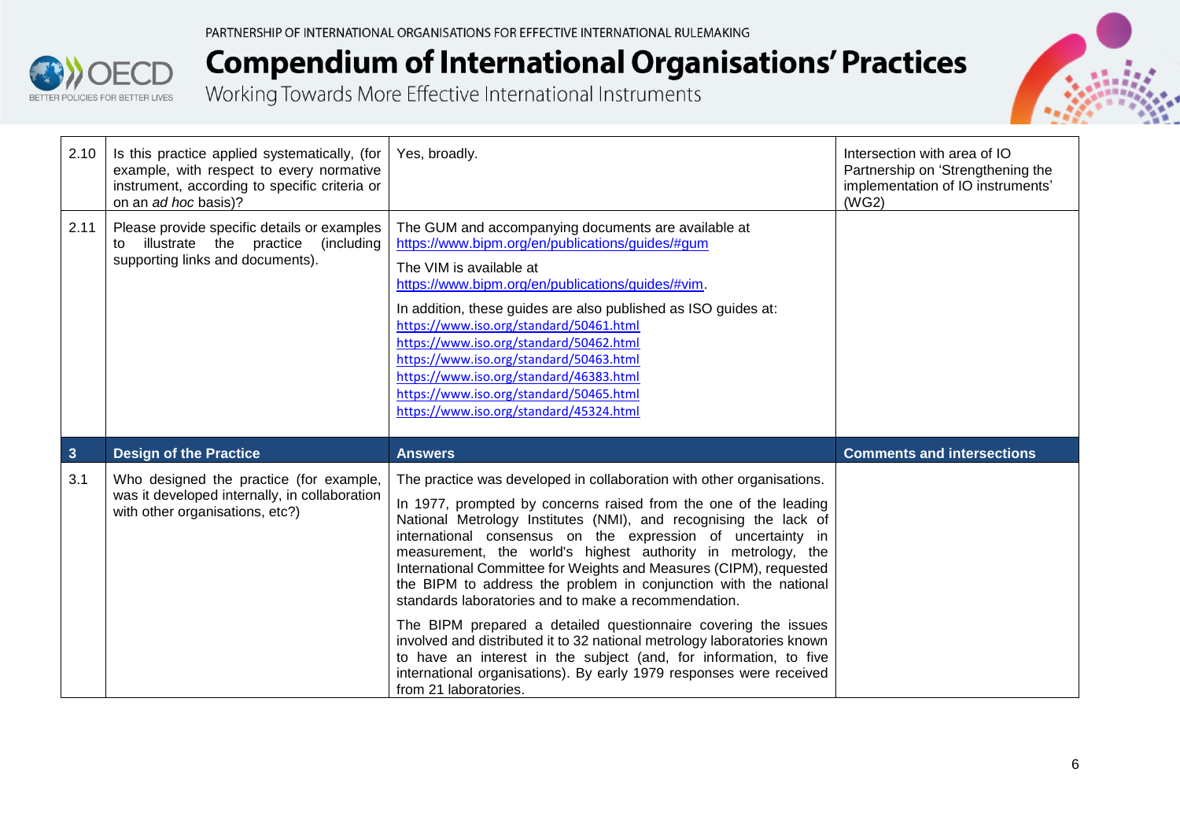| | | | |
|---|---|---|---|
| 2.10 | Is this practice applied systematically, (for example, with respect to every normative instrument, according to specific criteria or on an *ad hoc* basis)? | Yes, broadly. | Intersection with area of IO Partnership on 'Strengthening the implementation of IO instruments' (WG2) |
| 2.11 | Please provide specific details or examples to illustrate the practice (including supporting links and documents). | The GUM and accompanying documents are available at https://www.bipm.org/en/publications/guides/#gum<br><br>The VIM is available at https://www.bipm.org/en/publications/guides/#vim.<br><br>In addition, these guides are also published as ISO guides at:<br>https://www.iso.org/standard/50461.html<br>https://www.iso.org/standard/50462.html<br>https://www.iso.org/standard/50463.html<br>https://www.iso.org/standard/46383.html<br>https://www.iso.org/standard/50465.html<br>https://www.iso.org/standard/45324.html | |
| **3** | **Design of the Practice** | **Answers** | **Comments and intersections** |
| 3.1 | Who designed the practice (for example, was it developed internally, in collaboration with other organisations, etc?) | The practice was developed in collaboration with other organisations.<br><br>In 1977, prompted by concerns raised from the one of the leading National Metrology Institutes (NMI), and recognising the lack of international consensus on the expression of uncertainty in measurement, the world's highest authority in metrology, the International Committee for Weights and Measures (CIPM), requested the BIPM to address the problem in conjunction with the national standards laboratories and to make a recommendation.<br><br>The BIPM prepared a detailed questionnaire covering the issues involved and distributed it to 32 national metrology laboratories known to have an interest in the subject (and, for information, to five international organisations). By early 1979 responses were received from 21 laboratories. | |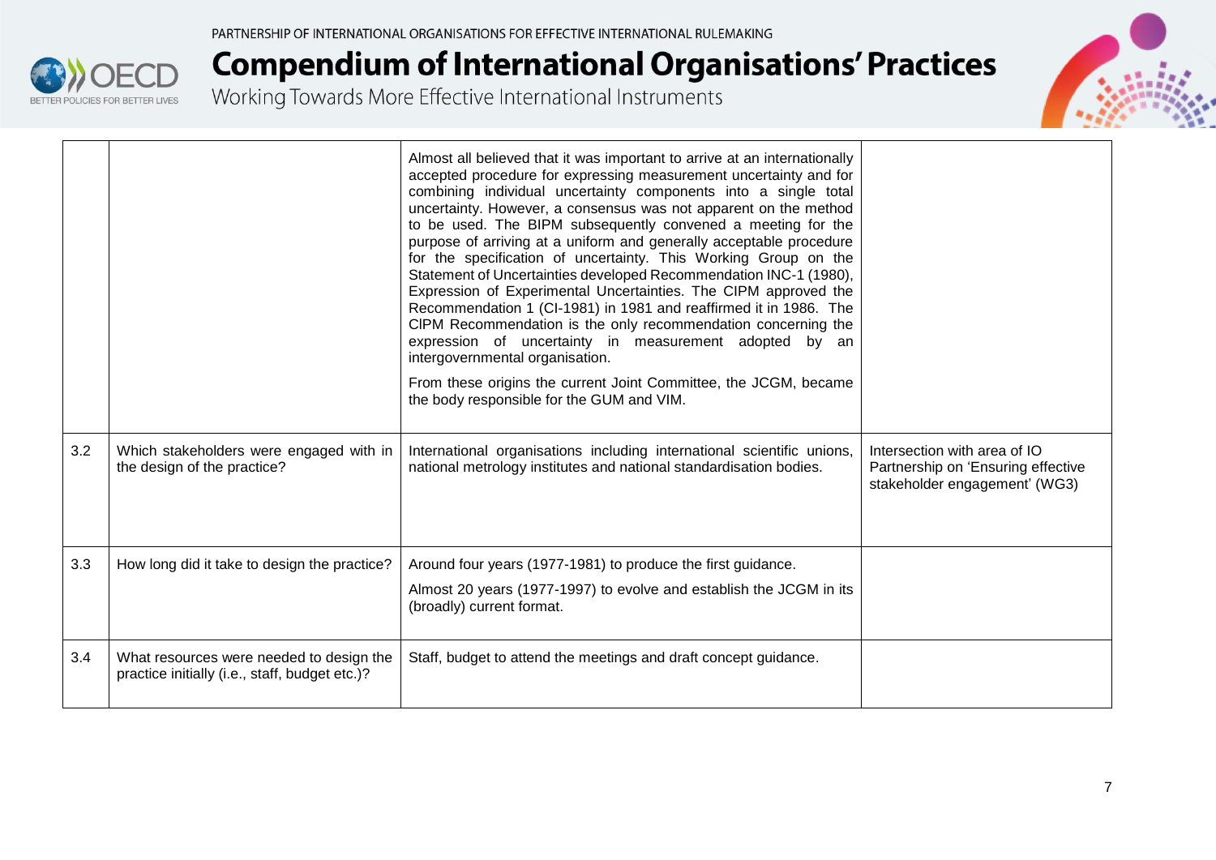| | | | |
|---|---|---|---|
| | | Almost all believed that it was important to arrive at an internationally accepted procedure for expressing measurement uncertainty and for combining individual uncertainty components into a single total uncertainty. However, a consensus was not apparent on the method to be used. The BIPM subsequently convened a meeting for the purpose of arriving at a uniform and generally acceptable procedure for the specification of uncertainty. This Working Group on the Statement of Uncertainties developed Recommendation INC-1 (1980), Expression of Experimental Uncertainties. The CIPM approved the Recommendation 1 (CI-1981) in 1981 and reaffirmed it in 1986. The CIPM Recommendation is the only recommendation concerning the expression of uncertainty in measurement adopted by an intergovernmental organisation.<br><br>From these origins the current Joint Committee, the JCGM, became the body responsible for the GUM and VIM. | |
| 3.2 | Which stakeholders were engaged with in the design of the practice? | International organisations including international scientific unions, national metrology institutes and national standardisation bodies. | Intersection with area of IO Partnership on 'Ensuring effective stakeholder engagement' (WG3) |
| 3.3 | How long did it take to design the practice? | Around four years (1977-1981) to produce the first guidance.<br><br>Almost 20 years (1977-1997) to evolve and establish the JCGM in its (broadly) current format. | |
| 3.4 | What resources were needed to design the practice initially (i.e., staff, budget etc.)? | Staff, budget to attend the meetings and draft concept guidance. | |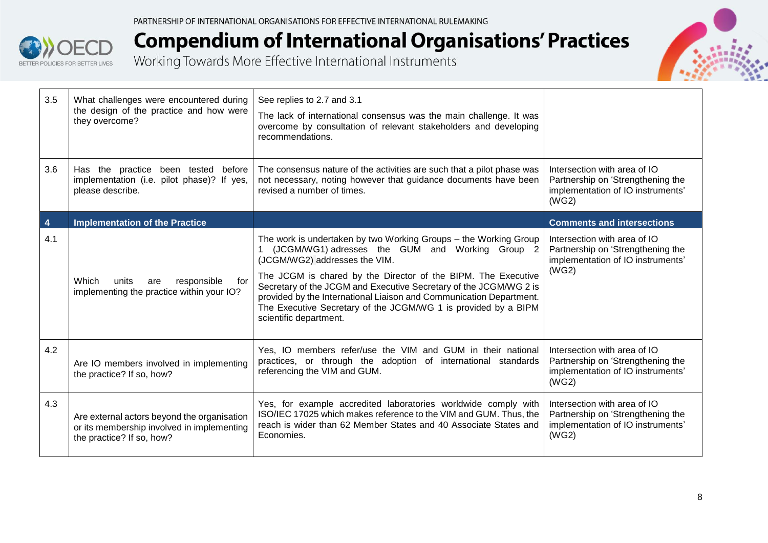| 3.5 | What challenges were encountered during the design of the practice and how were they overcome? | See replies to 2.7 and 3.1<br><br>The lack of international consensus was the main challenge. It was overcome by consultation of relevant stakeholders and developing recommendations. | |
|---|---|---|---|
| 3.6 | Has the practice been tested before implementation (i.e. pilot phase)? If yes, please describe. | The consensus nature of the activities are such that a pilot phase was not necessary, noting however that guidance documents have been revised a number of times. | Intersection with area of IO Partnership on 'Strengthening the implementation of IO instruments' (WG2) |
| **4** | **Implementation of the Practice** | | **Comments and intersections** |
| 4.1 | Which units are responsible for implementing the practice within your IO? | The work is undertaken by two Working Groups – the Working Group 1 (JCGM/WG1) adresses the GUM and Working Group 2 (JCGM/WG2) addresses the VIM.<br><br>The JCGM is chared by the Director of the BIPM. The Executive Secretary of the JCGM and Executive Secretary of the JCGM/WG 2 is provided by the International Liaison and Communication Department. The Executive Secretary of the JCGM/WG 1 is provided by a BIPM scientific department. | Intersection with area of IO Partnership on 'Strengthening the implementation of IO instruments' (WG2) |
| 4.2 | Are IO members involved in implementing the practice? If so, how? | Yes, IO members refer/use the VIM and GUM in their national practices, or through the adoption of international standards referencing the VIM and GUM. | Intersection with area of IO Partnership on 'Strengthening the implementation of IO instruments' (WG2) |
| 4.3 | Are external actors beyond the organisation or its membership involved in implementing the practice? If so, how? | Yes, for example accredited laboratories worldwide comply with ISO/IEC 17025 which makes reference to the VIM and GUM. Thus, the reach is wider than 62 Member States and 40 Associate States and Economies. | Intersection with area of IO Partnership on 'Strengthening the implementation of IO instruments' (WG2) |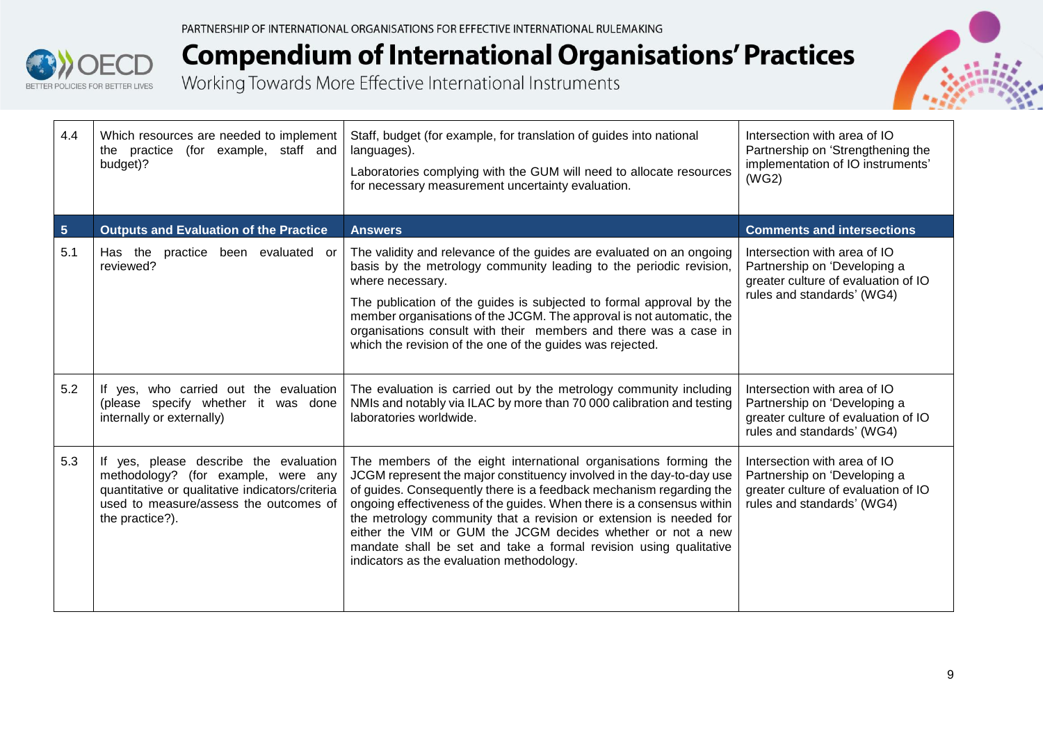| 4.4 | Which resources are needed to implement the practice (for example, staff and budget)? | Staff, budget (for example, for translation of guides into national languages).<br><br>Laboratories complying with the GUM will need to allocate resources for necessary measurement uncertainty evaluation. | Intersection with area of IO Partnership on 'Strengthening the implementation of IO instruments' (WG2) |
|---|---|---|---|
| **5** | **Outputs and Evaluation of the Practice** | **Answers** | **Comments and intersections** |
| 5.1 | Has the practice been evaluated or reviewed? | The validity and relevance of the guides are evaluated on an ongoing basis by the metrology community leading to the periodic revision, where necessary.<br><br>The publication of the guides is subjected to formal approval by the member organisations of the JCGM. The approval is not automatic, the organisations consult with their members and there was a case in which the revision of the one of the guides was rejected. | Intersection with area of IO Partnership on 'Developing a greater culture of evaluation of IO rules and standards' (WG4) |
| 5.2 | If yes, who carried out the evaluation (please specify whether it was done internally or externally) | The evaluation is carried out by the metrology community including NMIs and notably via ILAC by more than 70 000 calibration and testing laboratories worldwide. | Intersection with area of IO Partnership on 'Developing a greater culture of evaluation of IO rules and standards' (WG4) |
| 5.3 | If yes, please describe the evaluation methodology? (for example, were any quantitative or qualitative indicators/criteria used to measure/assess the outcomes of the practice?). | The members of the eight international organisations forming the JCGM represent the major constituency involved in the day-to-day use of guides. Consequently there is a feedback mechanism regarding the ongoing effectiveness of the guides. When there is a consensus within the metrology community that a revision or extension is needed for either the VIM or GUM the JCGM decides whether or not a new mandate shall be set and take a formal revision using qualitative indicators as the evaluation methodology. | Intersection with area of IO Partnership on 'Developing a greater culture of evaluation of IO rules and standards' (WG4) |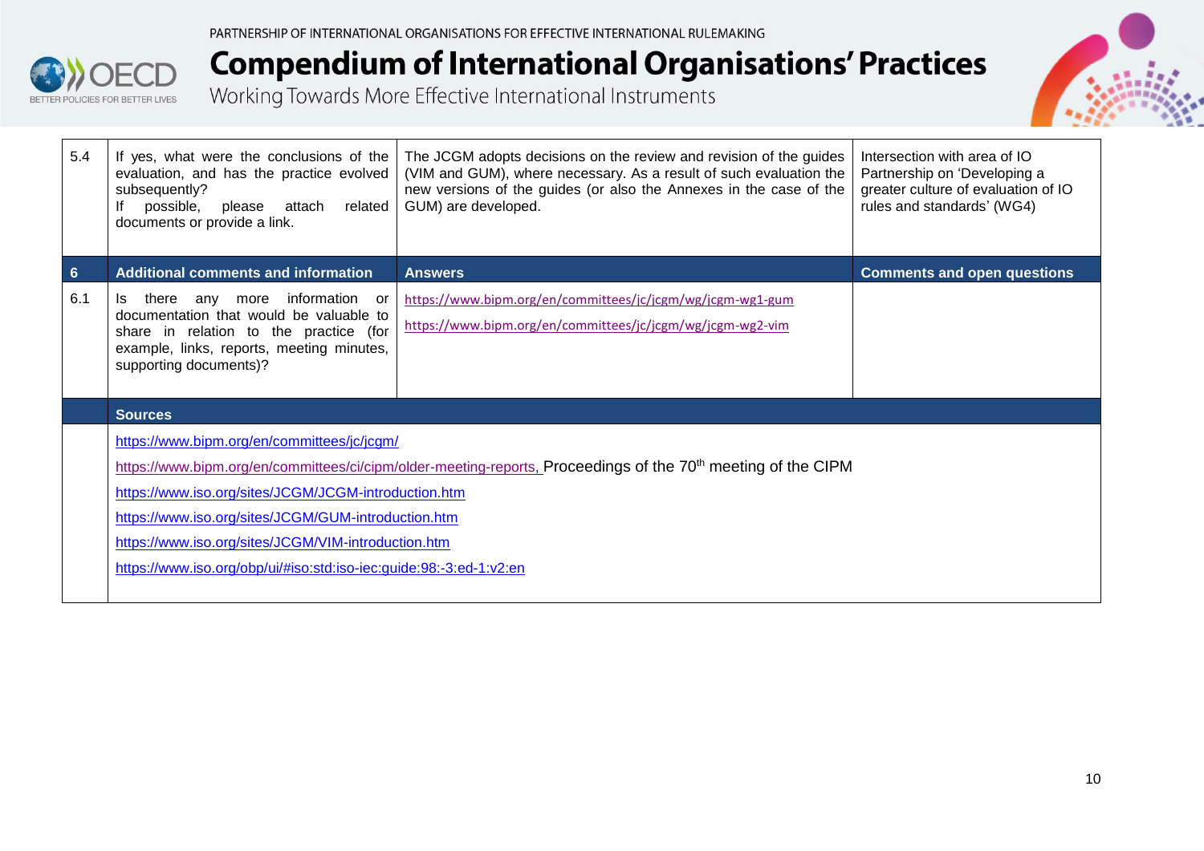| | | | |
|---|---|---|---|
| 5.4 | If yes, what were the conclusions of the evaluation, and has the practice evolved subsequently?<br>If possible, please attach related documents or provide a link. | The JCGM adopts decisions on the review and revision of the guides (VIM and GUM), where necessary. As a result of such evaluation the new versions of the guides (or also the Annexes in the case of the GUM) are developed. | Intersection with area of IO Partnership on 'Developing a greater culture of evaluation of IO rules and standards' (WG4) |
| **6** | **Additional comments and information** | **Answers** | **Comments and open questions** |
| 6.1 | Is there any more information or documentation that would be valuable to share in relation to the practice (for example, links, reports, meeting minutes, supporting documents)? | https://www.bipm.org/en/committees/jc/jcgm/wg/jcgm-wg1-gum<br>https://www.bipm.org/en/committees/jc/jcgm/wg/jcgm-wg2-vim | |
| | **Sources** | | |
| | https://www.bipm.org/en/committees/jc/jcgm/<br>https://www.bipm.org/en/committees/ci/cipm/older-meeting-reports, Proceedings of the 70th meeting of the CIPM<br>https://www.iso.org/sites/JCGM/JCGM-introduction.htm<br>https://www.iso.org/sites/JCGM/GUM-introduction.htm<br>https://www.iso.org/sites/JCGM/VIM-introduction.htm<br>https://www.iso.org/obp/ui/#iso:std:iso-iec:guide:98:-3:ed-1:v2:en | | |